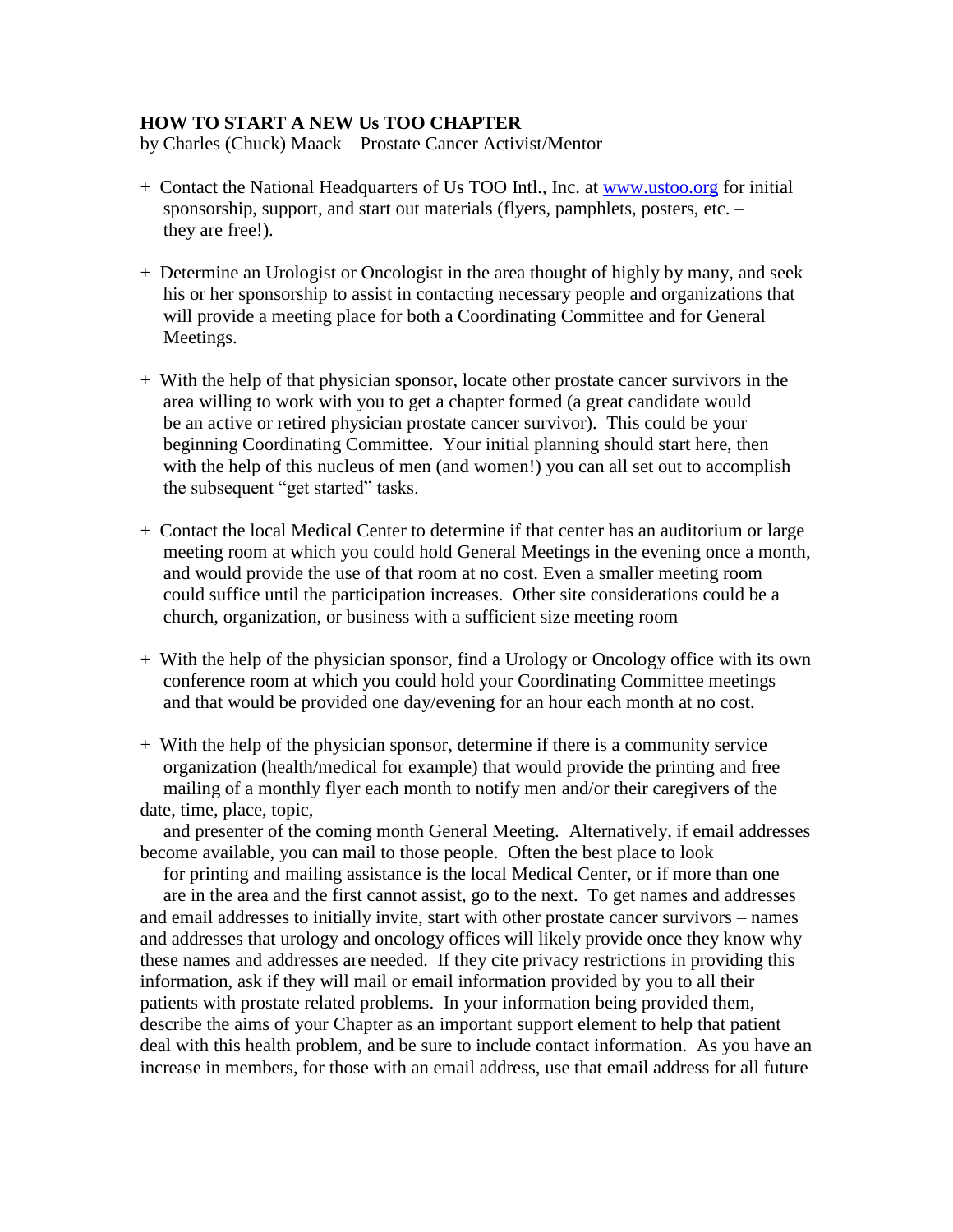**HOW TO START A NEW Us TOO CHAPTER**
by Charles (Chuck) Maack – Prostate Cancer Activist/Mentor

+ Contact the National Headquarters of Us TOO Intl., Inc. at [www.ustoo.org](http://www.ustoo.org) for initial sponsorship, support, and start out materials (flyers, pamphlets, posters, etc. – they are free!).

+ Determine an Urologist or Oncologist in the area thought of highly by many, and seek his or her sponsorship to assist in contacting necessary people and organizations that will provide a meeting place for both a Coordinating Committee and for General Meetings.

+ With the help of that physician sponsor, locate other prostate cancer survivors in the area willing to work with you to get a chapter formed (a great candidate would be an active or retired physician prostate cancer survivor). This could be your beginning Coordinating Committee. Your initial planning should start here, then with the help of this nucleus of men (and women!) you can all set out to accomplish the subsequent "get started" tasks.

+ Contact the local Medical Center to determine if that center has an auditorium or large meeting room at which you could hold General Meetings in the evening once a month, and would provide the use of that room at no cost. Even a smaller meeting room could suffice until the participation increases. Other site considerations could be a church, organization, or business with a sufficient size meeting room

+ With the help of the physician sponsor, find a Urology or Oncology office with its own conference room at which you could hold your Coordinating Committee meetings and that would be provided one day/evening for an hour each month at no cost.

+ With the help of the physician sponsor, determine if there is a community service organization (health/medical for example) that would provide the printing and free mailing of a monthly flyer each month to notify men and/or their caregivers of the date, time, place, topic, and presenter of the coming month General Meeting. Alternatively, if email addresses become available, you can mail to those people. Often the best place to look for printing and mailing assistance is the local Medical Center, or if more than one are in the area and the first cannot assist, go to the next. To get names and addresses and email addresses to initially invite, start with other prostate cancer survivors – names and addresses that urology and oncology offices will likely provide once they know why these names and addresses are needed. If they cite privacy restrictions in providing this information, ask if they will mail or email information provided by you to all their patients with prostate related problems. In your information being provided them, describe the aims of your Chapter as an important support element to help that patient deal with this health problem, and be sure to include contact information. As you have an increase in members, for those with an email address, use that email address for all future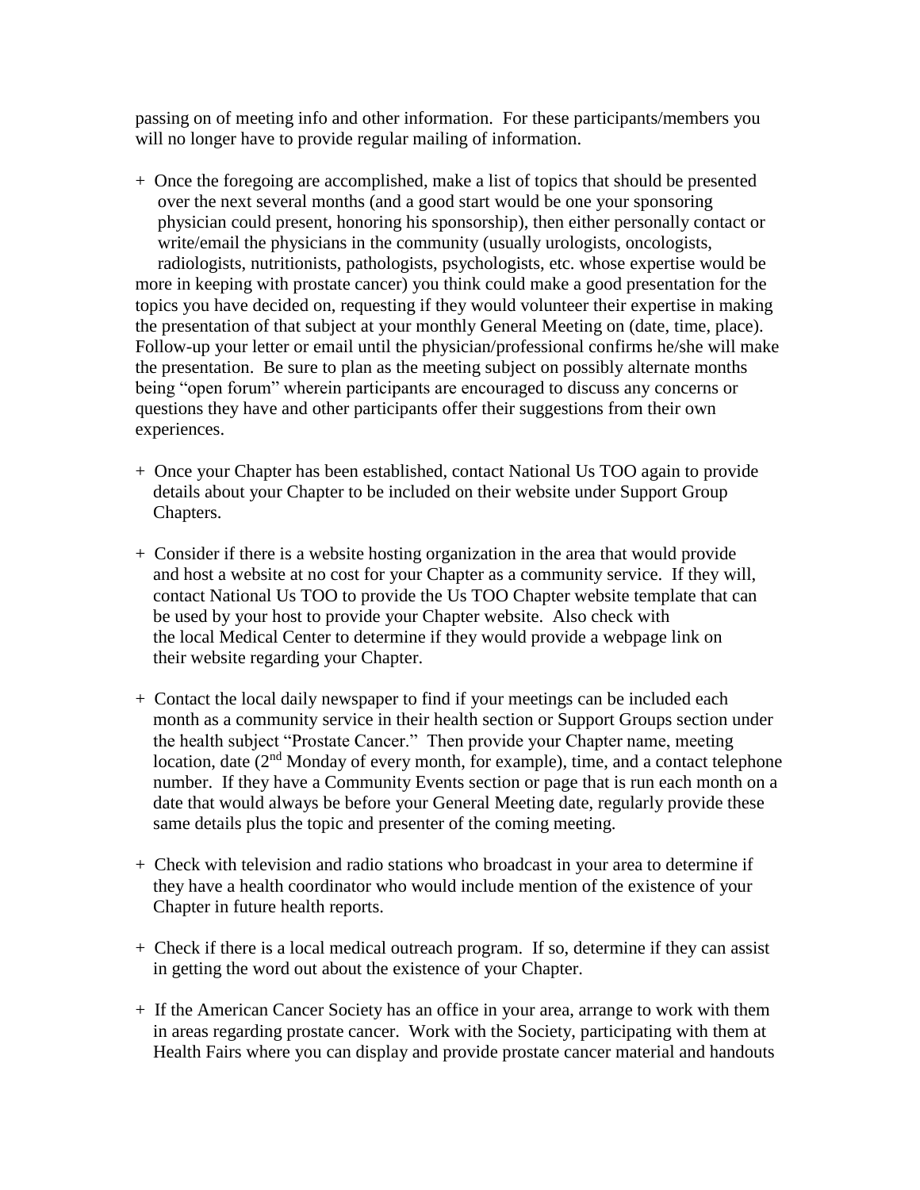passing on of meeting info and other information. For these participants/members you will no longer have to provide regular mailing of information.

+ Once the foregoing are accomplished, make a list of topics that should be presented over the next several months (and a good start would be one your sponsoring physician could present, honoring his sponsorship), then either personally contact or write/email the physicians in the community (usually urologists, oncologists, radiologists, nutritionists, pathologists, psychologists, etc. whose expertise would be more in keeping with prostate cancer) you think could make a good presentation for the topics you have decided on, requesting if they would volunteer their expertise in making the presentation of that subject at your monthly General Meeting on (date, time, place). Follow-up your letter or email until the physician/professional confirms he/she will make the presentation. Be sure to plan as the meeting subject on possibly alternate months being "open forum" wherein participants are encouraged to discuss any concerns or questions they have and other participants offer their suggestions from their own experiences.

+ Once your Chapter has been established, contact National Us TOO again to provide details about your Chapter to be included on their website under Support Group Chapters.

+ Consider if there is a website hosting organization in the area that would provide and host a website at no cost for your Chapter as a community service. If they will, contact National Us TOO to provide the Us TOO Chapter website template that can be used by your host to provide your Chapter website. Also check with the local Medical Center to determine if they would provide a webpage link on their website regarding your Chapter.

+ Contact the local daily newspaper to find if your meetings can be included each month as a community service in their health section or Support Groups section under the health subject "Prostate Cancer." Then provide your Chapter name, meeting location, date (2nd Monday of every month, for example), time, and a contact telephone number. If they have a Community Events section or page that is run each month on a date that would always be before your General Meeting date, regularly provide these same details plus the topic and presenter of the coming meeting.

+ Check with television and radio stations who broadcast in your area to determine if they have a health coordinator who would include mention of the existence of your Chapter in future health reports.

+ Check if there is a local medical outreach program. If so, determine if they can assist in getting the word out about the existence of your Chapter.

+ If the American Cancer Society has an office in your area, arrange to work with them in areas regarding prostate cancer. Work with the Society, participating with them at Health Fairs where you can display and provide prostate cancer material and handouts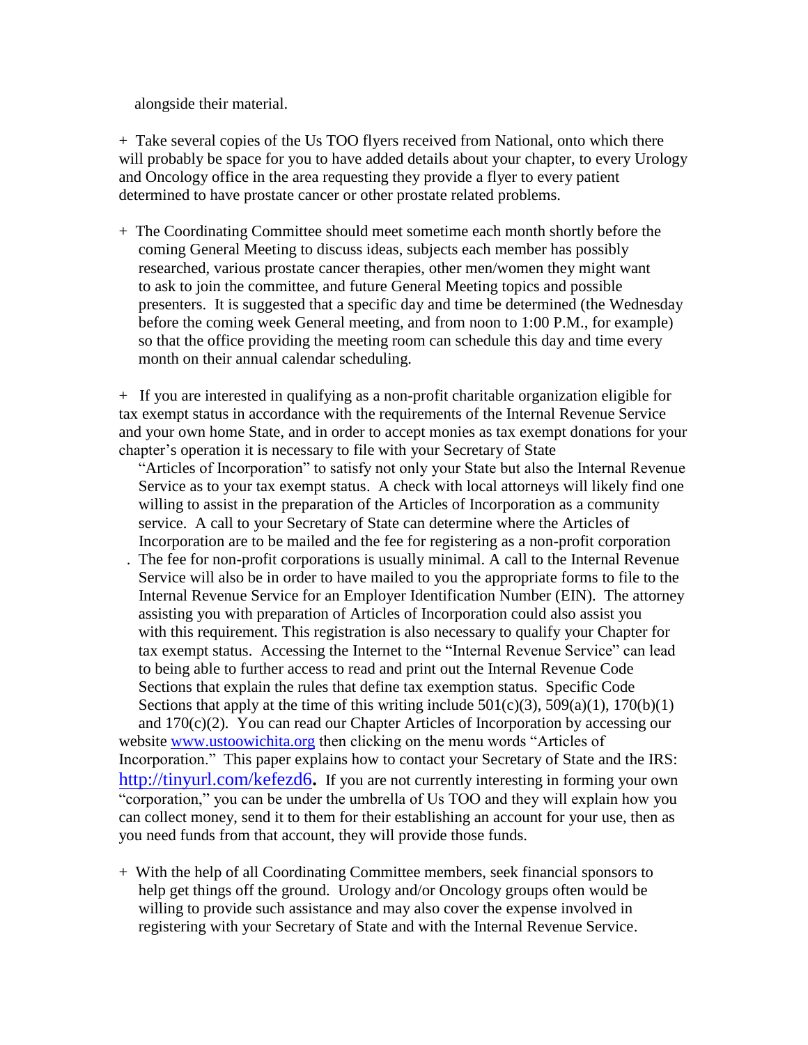alongside their material.

+ Take several copies of the Us TOO flyers received from National, onto which there will probably be space for you to have added details about your chapter, to every Urology and Oncology office in the area requesting they provide a flyer to every patient determined to have prostate cancer or other prostate related problems.

+ The Coordinating Committee should meet sometime each month shortly before the coming General Meeting to discuss ideas, subjects each member has possibly researched, various prostate cancer therapies, other men/women they might want to ask to join the committee, and future General Meeting topics and possible presenters. It is suggested that a specific day and time be determined (the Wednesday before the coming week General meeting, and from noon to 1:00 P.M., for example) so that the office providing the meeting room can schedule this day and time every month on their annual calendar scheduling.

+ If you are interested in qualifying as a non-profit charitable organization eligible for tax exempt status in accordance with the requirements of the Internal Revenue Service and your own home State, and in order to accept monies as tax exempt donations for your chapter's operation it is necessary to file with your Secretary of State "Articles of Incorporation" to satisfy not only your State but also the Internal Revenue Service as to your tax exempt status. A check with local attorneys will likely find one willing to assist in the preparation of the Articles of Incorporation as a community service. A call to your Secretary of State can determine where the Articles of Incorporation are to be mailed and the fee for registering as a non-profit corporation . The fee for non-profit corporations is usually minimal. A call to the Internal Revenue Service will also be in order to have mailed to you the appropriate forms to file to the Internal Revenue Service for an Employer Identification Number (EIN). The attorney assisting you with preparation of Articles of Incorporation could also assist you with this requirement. This registration is also necessary to qualify your Chapter for tax exempt status. Accessing the Internet to the "Internal Revenue Service" can lead to being able to further access to read and print out the Internal Revenue Code Sections that explain the rules that define tax exemption status. Specific Code Sections that apply at the time of this writing include 501(c)(3), 509(a)(1), 170(b)(1) and 170(c)(2). You can read our Chapter Articles of Incorporation by accessing our website [www.ustoowichita.org](http://www.ustoowichita.org) then clicking on the menu words "Articles of Incorporation." This paper explains how to contact your Secretary of State and the IRS: [http://tinyurl.com/kefezd6](http://tinyurl.com/kefezd6)**.** If you are not currently interesting in forming your own "corporation," you can be under the umbrella of Us TOO and they will explain how you can collect money, send it to them for their establishing an account for your use, then as you need funds from that account, they will provide those funds.

+ With the help of all Coordinating Committee members, seek financial sponsors to help get things off the ground. Urology and/or Oncology groups often would be willing to provide such assistance and may also cover the expense involved in registering with your Secretary of State and with the Internal Revenue Service.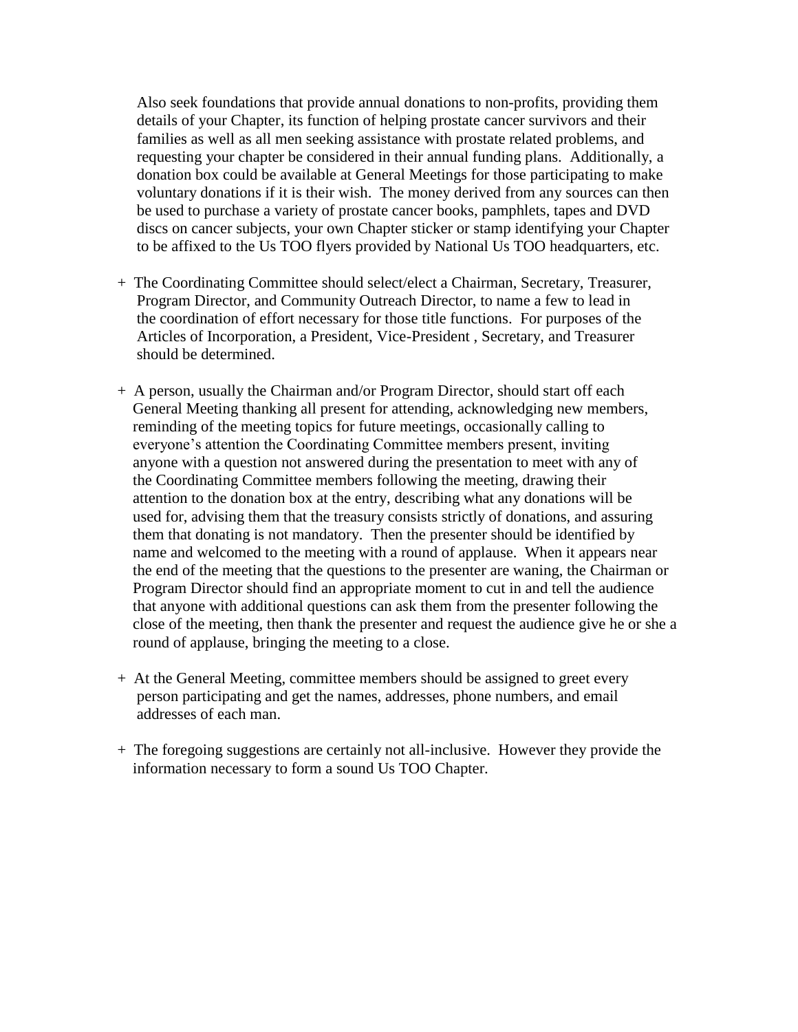Also seek foundations that provide annual donations to non-profits, providing them details of your Chapter, its function of helping prostate cancer survivors and their families as well as all men seeking assistance with prostate related problems, and requesting your chapter be considered in their annual funding plans. Additionally, a donation box could be available at General Meetings for those participating to make voluntary donations if it is their wish. The money derived from any sources can then be used to purchase a variety of prostate cancer books, pamphlets, tapes and DVD discs on cancer subjects, your own Chapter sticker or stamp identifying your Chapter to be affixed to the Us TOO flyers provided by National Us TOO headquarters, etc.

+ The Coordinating Committee should select/elect a Chairman, Secretary, Treasurer, Program Director, and Community Outreach Director, to name a few to lead in the coordination of effort necessary for those title functions. For purposes of the Articles of Incorporation, a President, Vice-President , Secretary, and Treasurer should be determined.

+ A person, usually the Chairman and/or Program Director, should start off each General Meeting thanking all present for attending, acknowledging new members, reminding of the meeting topics for future meetings, occasionally calling to everyone's attention the Coordinating Committee members present, inviting anyone with a question not answered during the presentation to meet with any of the Coordinating Committee members following the meeting, drawing their attention to the donation box at the entry, describing what any donations will be used for, advising them that the treasury consists strictly of donations, and assuring them that donating is not mandatory. Then the presenter should be identified by name and welcomed to the meeting with a round of applause. When it appears near the end of the meeting that the questions to the presenter are waning, the Chairman or Program Director should find an appropriate moment to cut in and tell the audience that anyone with additional questions can ask them from the presenter following the close of the meeting, then thank the presenter and request the audience give he or she a round of applause, bringing the meeting to a close.

+ At the General Meeting, committee members should be assigned to greet every person participating and get the names, addresses, phone numbers, and email addresses of each man.

+ The foregoing suggestions are certainly not all-inclusive. However they provide the information necessary to form a sound Us TOO Chapter.